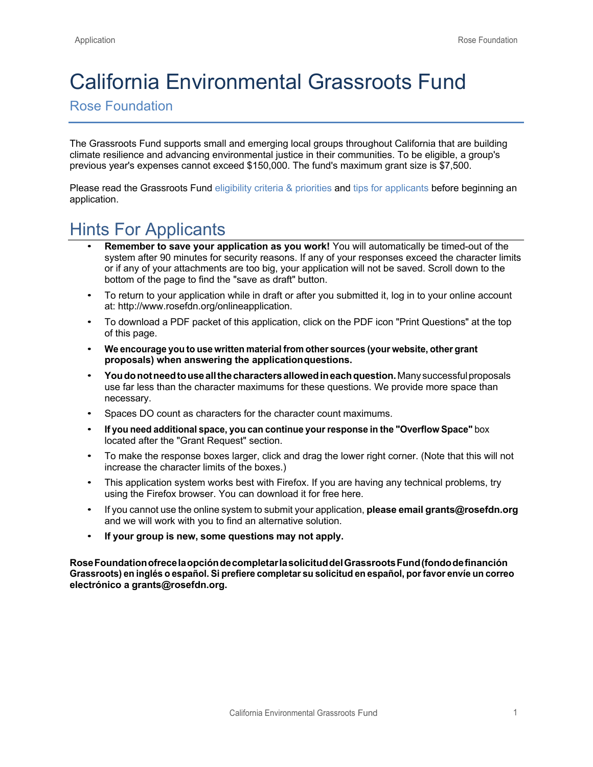# California Environmental Grassroots Fund

## Rose Foundation

The Grassroots Fund supports small and emerging local groups throughout California that are building climate resilience and advancing environmental justice in their communities. To be eligible, a group's previous year's expenses cannot exceed $150,000. The fund's maximum grant size is $7,500.

Please read the Grassroots Fund eligibility criteria & priorities and tips for applicants before beginning an application.

## Hints For Applicants

- **Remember to save your application as you work!** You will automatically be timed-out of the system after 90 minutes for security reasons. If any of your responses exceed the character limits or if any of your attachments are too big, your application will not be saved. Scroll down to the bottom of the page to find the "save as draft" button.
- To return to your application while in draft or after you submitted it, log in to your online account at: http://www.rosefdn.org/onlineapplication.
- To download a PDF packet of this application, click on the PDF icon "Print Questions" at the top of this page.
- **We encourage you to use written material from other sources (your website, other grant proposals) when answering the application questions.**
- **You do not need to use all the characters allowed in each question.** Many successful proposals use far less than the character maximums for these questions. We provide more space than necessary.
- Spaces DO count as characters for the character count maximums.
- **If you need additional space, you can continue your response in the "Overflow Space"** box located after the "Grant Request" section.
- To make the response boxes larger, click and drag the lower right corner. (Note that this will not increase the character limits of the boxes.)
- This application system works best with Firefox. If you are having any technical problems, try using the Firefox browser. You can download it for free here.
- If you cannot use the online system to submit your application, **please email grants@rosefdn.org** and we will work with you to find an alternative solution.
- **If your group is new, some questions may not apply.**

**Rose Foundation ofrece la opción de completar la solicitud del Grassroots Fund (fondo de financión Grassroots) en inglés o español. Si prefiere completar su solicitud en español, por favor envíe un correo electrónico a grants@rosefdn.org.**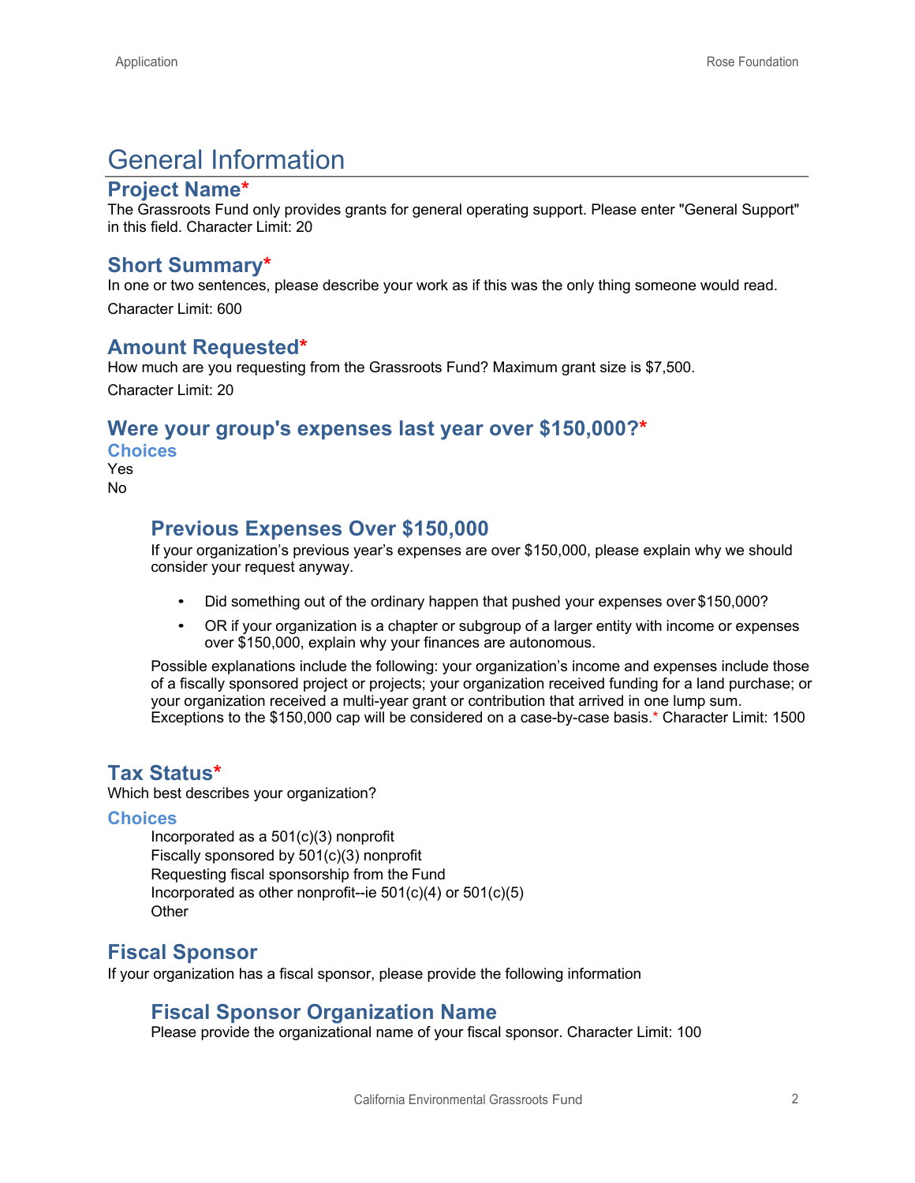# General Information

## Project Name*

The Grassroots Fund only provides grants for general operating support. Please enter "General Support" in this field. Character Limit: 20

## Short Summary*

In one or two sentences, please describe your work as if this was the only thing someone would read.

Character Limit: 600

## Amount Requested*

How much are you requesting from the Grassroots Fund? Maximum grant size is $7,500.

Character Limit: 20

## Were your group's expenses last year over $150,000?*

### Choices

Yes
No

### Previous Expenses Over $150,000

If your organization's previous year's expenses are over $150,000, please explain why we should consider your request anyway.

- Did something out of the ordinary happen that pushed your expenses over $150,000?
- OR if your organization is a chapter or subgroup of a larger entity with income or expenses over $150,000, explain why your finances are autonomous.

Possible explanations include the following: your organization's income and expenses include those of a fiscally sponsored project or projects; your organization received funding for a land purchase; or your organization received a multi-year grant or contribution that arrived in one lump sum. Exceptions to the $150,000 cap will be considered on a case-by-case basis.* Character Limit: 1500

## Tax Status*

Which best describes your organization?

### Choices

Incorporated as a 501(c)(3) nonprofit
Fiscally sponsored by 501(c)(3) nonprofit
Requesting fiscal sponsorship from the Fund
Incorporated as other nonprofit--ie 501(c)(4) or 501(c)(5)
Other

## Fiscal Sponsor

If your organization has a fiscal sponsor, please provide the following information

### Fiscal Sponsor Organization Name

Please provide the organizational name of your fiscal sponsor. Character Limit: 100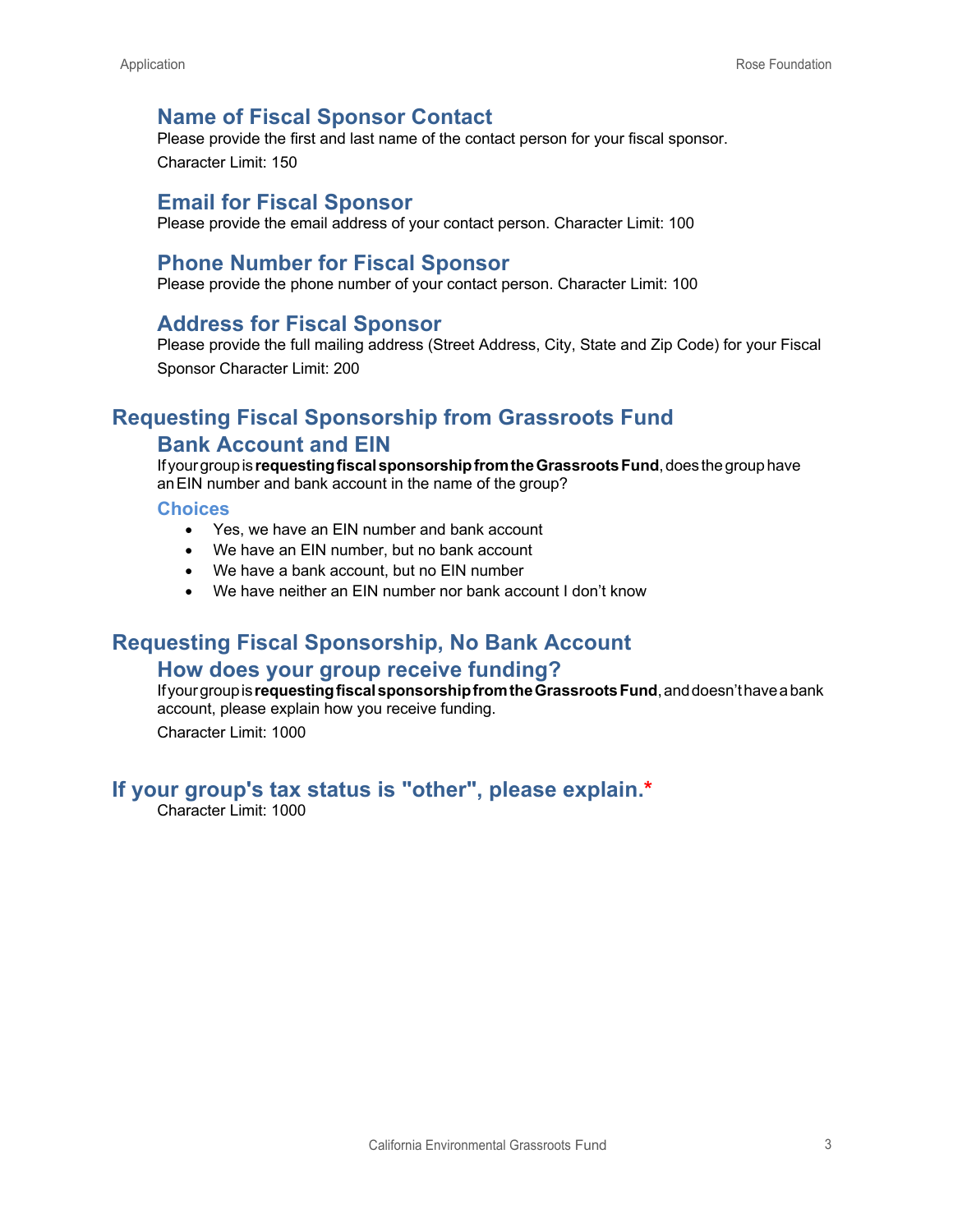### Name of Fiscal Sponsor Contact

Please provide the first and last name of the contact person for your fiscal sponsor.

Character Limit: 150

### Email for Fiscal Sponsor

Please provide the email address of your contact person. Character Limit: 100

### Phone Number for Fiscal Sponsor

Please provide the phone number of your contact person. Character Limit: 100

### Address for Fiscal Sponsor

Please provide the full mailing address (Street Address, City, State and Zip Code) for your Fiscal Sponsor Character Limit: 200

## Requesting Fiscal Sponsorship from Grassroots Fund

### Bank Account and EIN

If your group is **requesting fiscal sponsorship from the Grassroots Fund**, does the group have an EIN number and bank account in the name of the group?

#### Choices

- Yes, we have an EIN number and bank account
- We have an EIN number, but no bank account
- We have a bank account, but no EIN number
- We have neither an EIN number nor bank account I don't know

## Requesting Fiscal Sponsorship, No Bank Account

### How does your group receive funding?

If your group is **requesting fiscal sponsorship from the Grassroots Fund**, and doesn't have a bank account, please explain how you receive funding.

Character Limit: 1000

## If your group's tax status is "other", please explain.*

Character Limit: 1000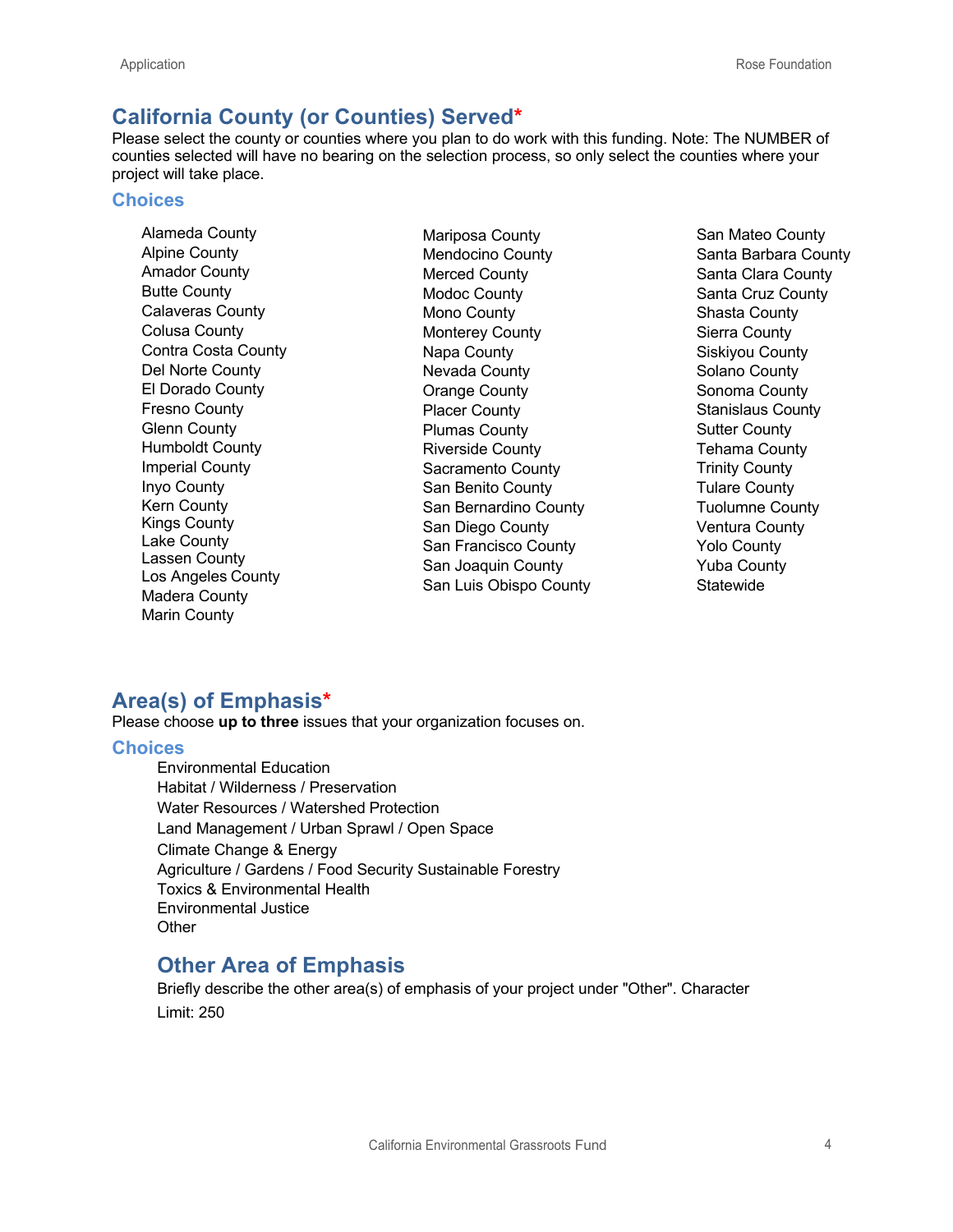## California County (or Counties) Served*

Please select the county or counties where you plan to do work with this funding. Note: The NUMBER of counties selected will have no bearing on the selection process, so only select the counties where your project will take place.

### Choices

- Alameda County
- Alpine County
- Amador County
- Butte County
- Calaveras County
- Colusa County
- Contra Costa County
- Del Norte County
- El Dorado County
- Fresno County
- Glenn County
- Humboldt County
- Imperial County
- Inyo County
- Kern County
- Kings County
- Lake County
- Lassen County
- Los Angeles County
- Madera County
- Marin County
- Mariposa County
- Mendocino County
- Merced County
- Modoc County
- Mono County
- Monterey County
- Napa County
- Nevada County
- Orange County
- Placer County
- Plumas County
- Riverside County
- Sacramento County
- San Benito County
- San Bernardino County
- San Diego County
- San Francisco County
- San Joaquin County
- San Luis Obispo County
- San Mateo County
- Santa Barbara County
- Santa Clara County
- Santa Cruz County
- Shasta County
- Sierra County
- Siskiyou County
- Solano County
- Sonoma County
- Stanislaus County
- Sutter County
- Tehama County
- Trinity County
- Tulare County
- Tuolumne County
- Ventura County
- Yolo County
- Yuba County
- Statewide

## Area(s) of Emphasis*

Please choose **up to three** issues that your organization focuses on.

### Choices

- Environmental Education
- Habitat / Wilderness / Preservation
- Water Resources / Watershed Protection
- Land Management / Urban Sprawl / Open Space
- Climate Change & Energy
- Agriculture / Gardens / Food Security Sustainable Forestry
- Toxics & Environmental Health
- Environmental Justice
- Other

## Other Area of Emphasis

Briefly describe the other area(s) of emphasis of your project under "Other". Character Limit: 250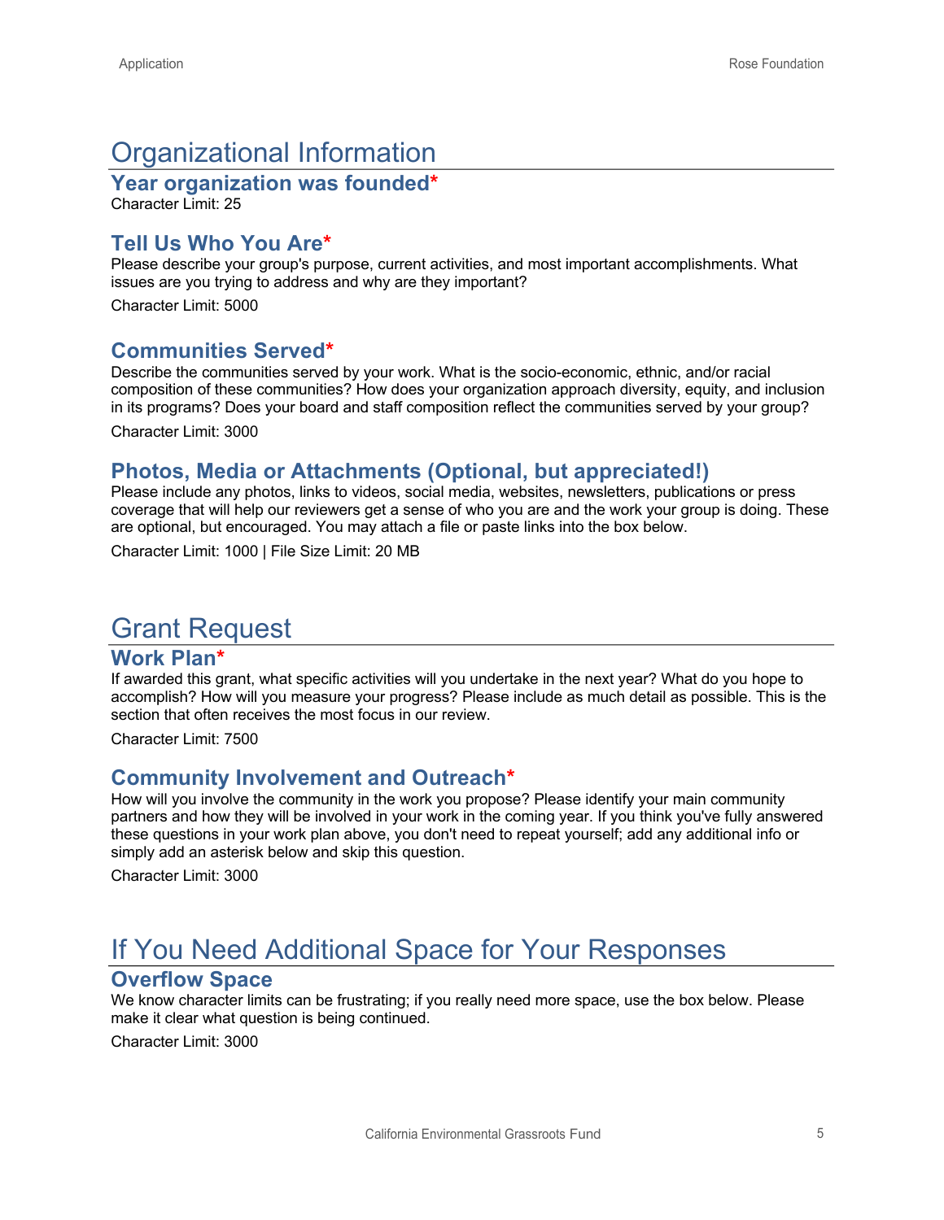# Organizational Information

## Year organization was founded*

Character Limit: 25

## Tell Us Who You Are*

Please describe your group's purpose, current activities, and most important accomplishments. What issues are you trying to address and why are they important?

Character Limit: 5000

## Communities Served*

Describe the communities served by your work. What is the socio-economic, ethnic, and/or racial composition of these communities? How does your organization approach diversity, equity, and inclusion in its programs? Does your board and staff composition reflect the communities served by your group?

Character Limit: 3000

## Photos, Media or Attachments (Optional, but appreciated!)

Please include any photos, links to videos, social media, websites, newsletters, publications or press coverage that will help our reviewers get a sense of who you are and the work your group is doing. These are optional, but encouraged. You may attach a file or paste links into the box below.

Character Limit: 1000 | File Size Limit: 20 MB

# Grant Request

## Work Plan*

If awarded this grant, what specific activities will you undertake in the next year? What do you hope to accomplish? How will you measure your progress? Please include as much detail as possible. This is the section that often receives the most focus in our review.

Character Limit: 7500

## Community Involvement and Outreach*

How will you involve the community in the work you propose? Please identify your main community partners and how they will be involved in your work in the coming year. If you think you've fully answered these questions in your work plan above, you don't need to repeat yourself; add any additional info or simply add an asterisk below and skip this question.

Character Limit: 3000

# If You Need Additional Space for Your Responses

## Overflow Space

We know character limits can be frustrating; if you really need more space, use the box below. Please make it clear what question is being continued.

Character Limit: 3000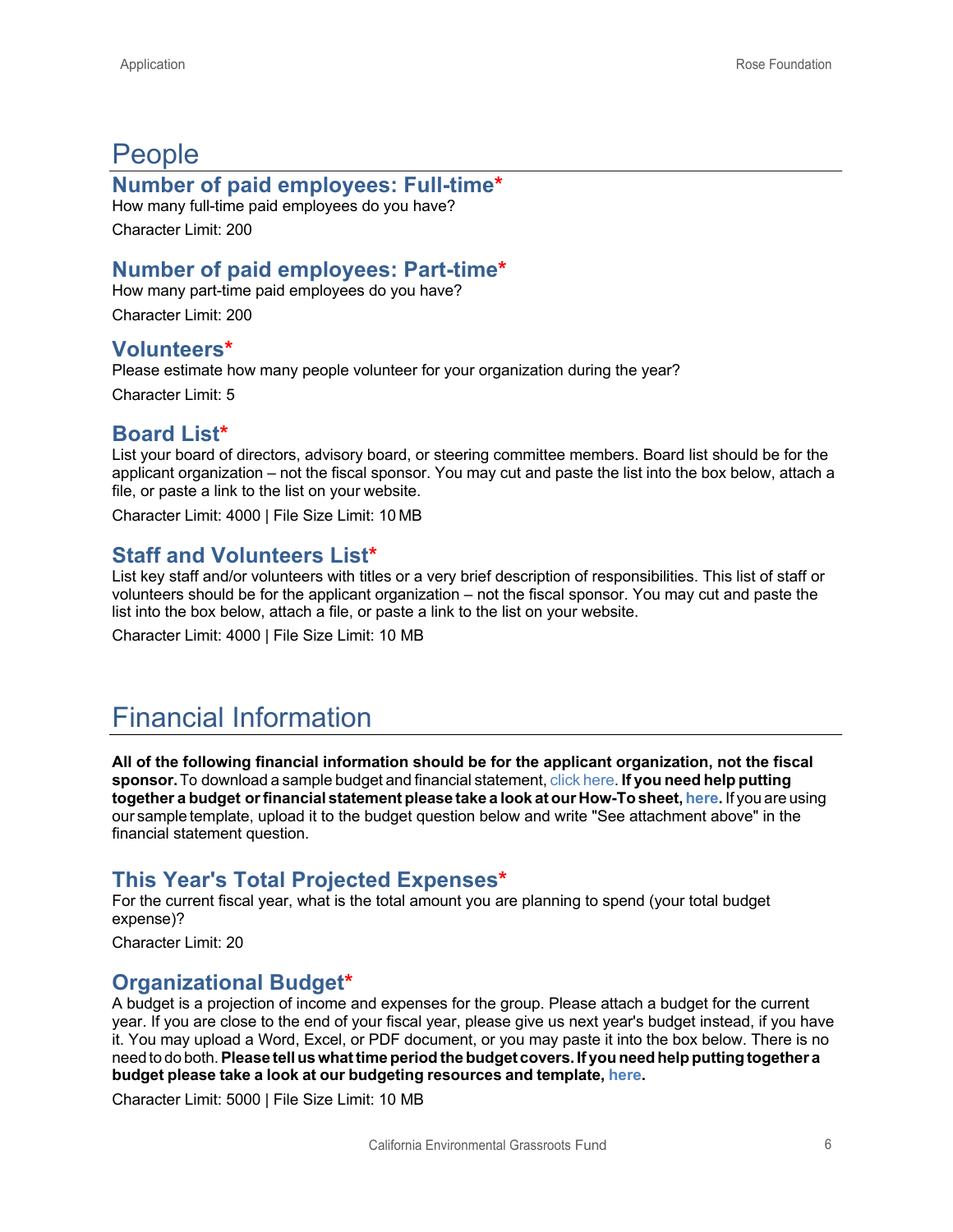# People

## Number of paid employees: Full-time*

How many full-time paid employees do you have?

Character Limit: 200

## Number of paid employees: Part-time*

How many part-time paid employees do you have?

Character Limit: 200

## Volunteers*

Please estimate how many people volunteer for your organization during the year?

Character Limit: 5

## Board List*

List your board of directors, advisory board, or steering committee members. Board list should be for the applicant organization – not the fiscal sponsor. You may cut and paste the list into the box below, attach a file, or paste a link to the list on your website.

Character Limit: 4000 | File Size Limit: 10 MB

## Staff and Volunteers List*

List key staff and/or volunteers with titles or a very brief description of responsibilities. This list of staff or volunteers should be for the applicant organization – not the fiscal sponsor. You may cut and paste the list into the box below, attach a file, or paste a link to the list on your website.

Character Limit: 4000 | File Size Limit: 10 MB

# Financial Information

**All of the following financial information should be for the applicant organization, not the fiscal sponsor.** To download a sample budget and financial statement, click here. **If you need help putting together a budget or financial statement please take a look at our How-To sheet, here.** If you are using our sample template, upload it to the budget question below and write "See attachment above" in the financial statement question.

## This Year's Total Projected Expenses*

For the current fiscal year, what is the total amount you are planning to spend (your total budget expense)?

Character Limit: 20

## Organizational Budget*

A budget is a projection of income and expenses for the group. Please attach a budget for the current year. If you are close to the end of your fiscal year, please give us next year's budget instead, if you have it. You may upload a Word, Excel, or PDF document, or you may paste it into the box below. There is no need to do both. **Please tell us what time period the budget covers. If you need help putting together a budget please take a look at our budgeting resources and template, here.**

Character Limit: 5000 | File Size Limit: 10 MB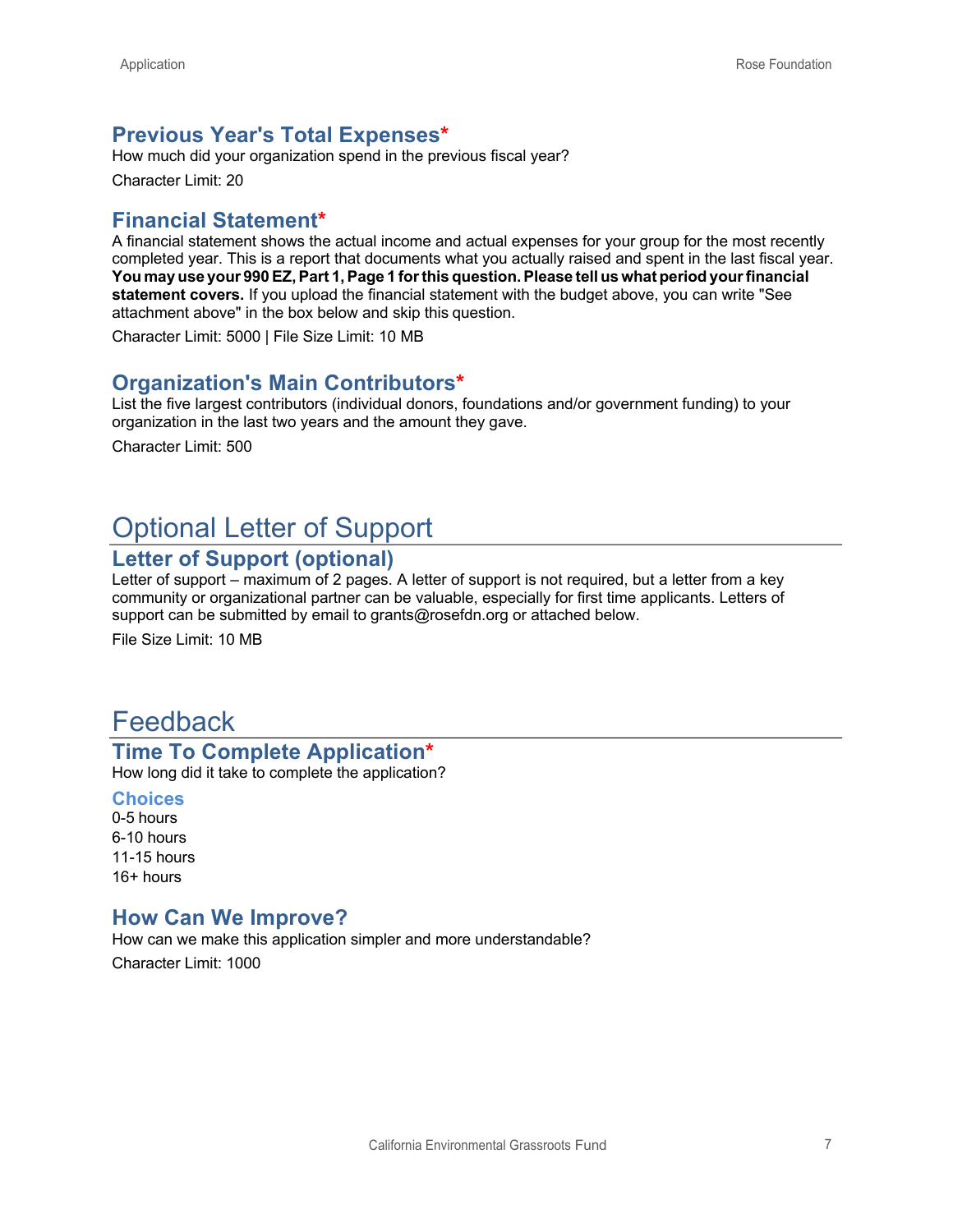### Previous Year's Total Expenses*

How much did your organization spend in the previous fiscal year?

Character Limit: 20

### Financial Statement*

A financial statement shows the actual income and actual expenses for your group for the most recently completed year. This is a report that documents what you actually raised and spent in the last fiscal year. **You may use your 990 EZ, Part 1, Page 1 for this question. Please tell us what period your financial statement covers.** If you upload the financial statement with the budget above, you can write "See attachment above" in the box below and skip this question.

Character Limit: 5000 | File Size Limit: 10 MB

### Organization's Main Contributors*

List the five largest contributors (individual donors, foundations and/or government funding) to your organization in the last two years and the amount they gave.

Character Limit: 500

## Optional Letter of Support

### Letter of Support (optional)

Letter of support – maximum of 2 pages. A letter of support is not required, but a letter from a key community or organizational partner can be valuable, especially for first time applicants. Letters of support can be submitted by email to grants@rosefdn.org or attached below.

File Size Limit: 10 MB

## Feedback

### Time To Complete Application*

How long did it take to complete the application?

#### Choices

0-5 hours
6-10 hours
11-15 hours
16+ hours

### How Can We Improve?

How can we make this application simpler and more understandable?

Character Limit: 1000